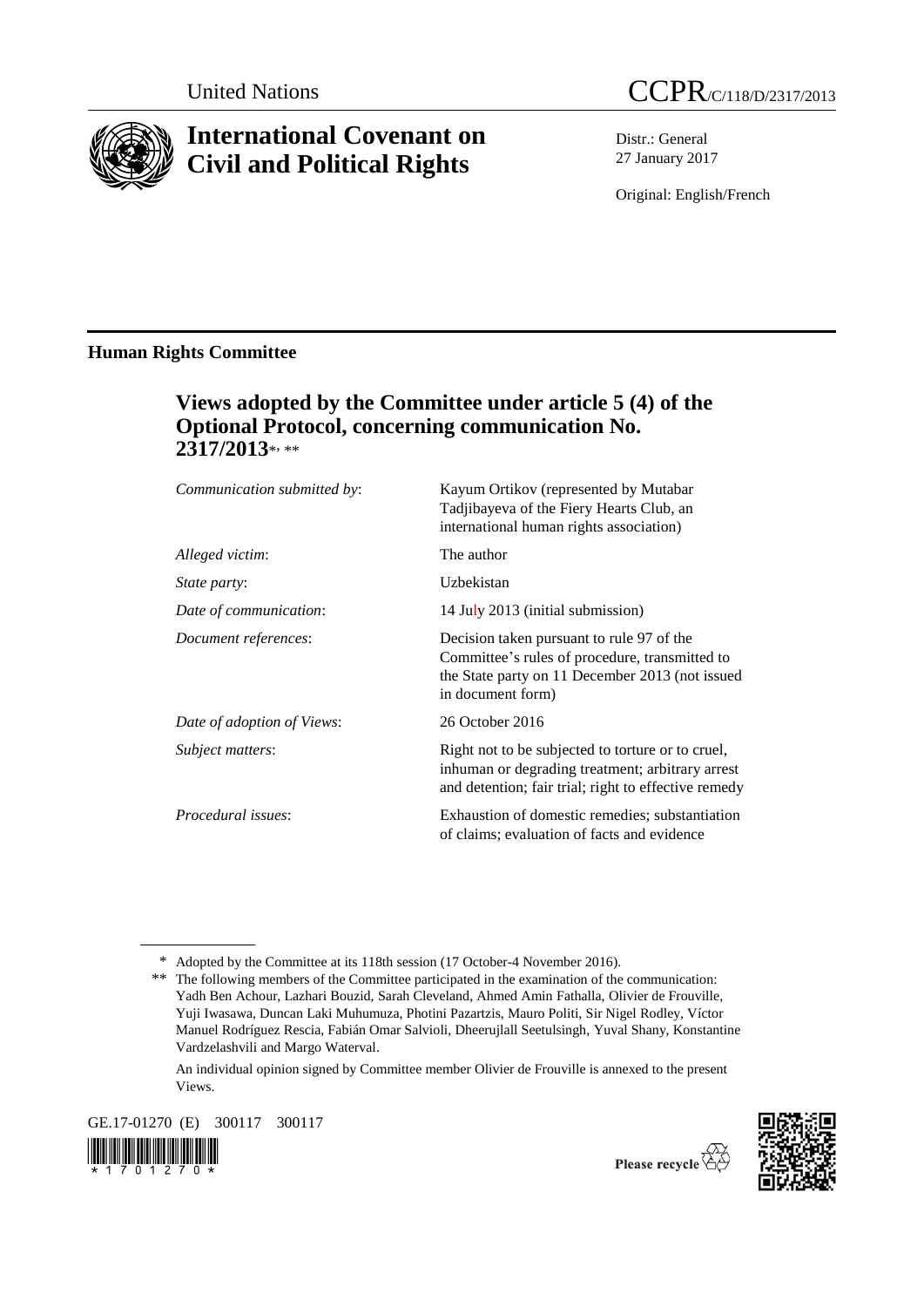United Nations

# CCPR/C/118/D/2317/2013

# International Covenant on Civil and Political Rights

Distr.: General
27 January 2017

Original: English/French

## Human Rights Committee

### Views adopted by the Committee under article 5 (4) of the Optional Protocol, concerning communication No. 2317/2013*, **

| | |
|---|---|
| *Communication submitted by*: | Kayum Ortikov (represented by Mutabar Tadjibayeva of the Fiery Hearts Club, an international human rights association) |
| *Alleged victim*: | The author |
| *State party*: | Uzbekistan |
| *Date of communication*: | 14 July 2013 (initial submission) |
| *Document references*: | Decision taken pursuant to rule 97 of the Committee's rules of procedure, transmitted to the State party on 11 December 2013 (not issued in document form) |
| *Date of adoption of Views*: | 26 October 2016 |
| *Subject matters*: | Right not to be subjected to torture or to cruel, inhuman or degrading treatment; arbitrary arrest and detention; fair trial; right to effective remedy |
| *Procedural issues*: | Exhaustion of domestic remedies; substantiation of claims; evaluation of facts and evidence |

\* Adopted by the Committee at its 118th session (17 October-4 November 2016).

\*\* The following members of the Committee participated in the examination of the communication: Yadh Ben Achour, Lazhari Bouzid, Sarah Cleveland, Ahmed Amin Fathalla, Olivier de Frouville, Yuji Iwasawa, Duncan Laki Muhumuza, Photini Pazartzis, Mauro Politi, Sir Nigel Rodley, Víctor Manuel Rodríguez Rescia, Fabián Omar Salvioli, Dheerujlall Seetulsingh, Yuval Shany, Konstantine Vardzelashvili and Margo Waterval.

An individual opinion signed by Committee member Olivier de Frouville is annexed to the present Views.

GE.17-01270 (E) 300117 300117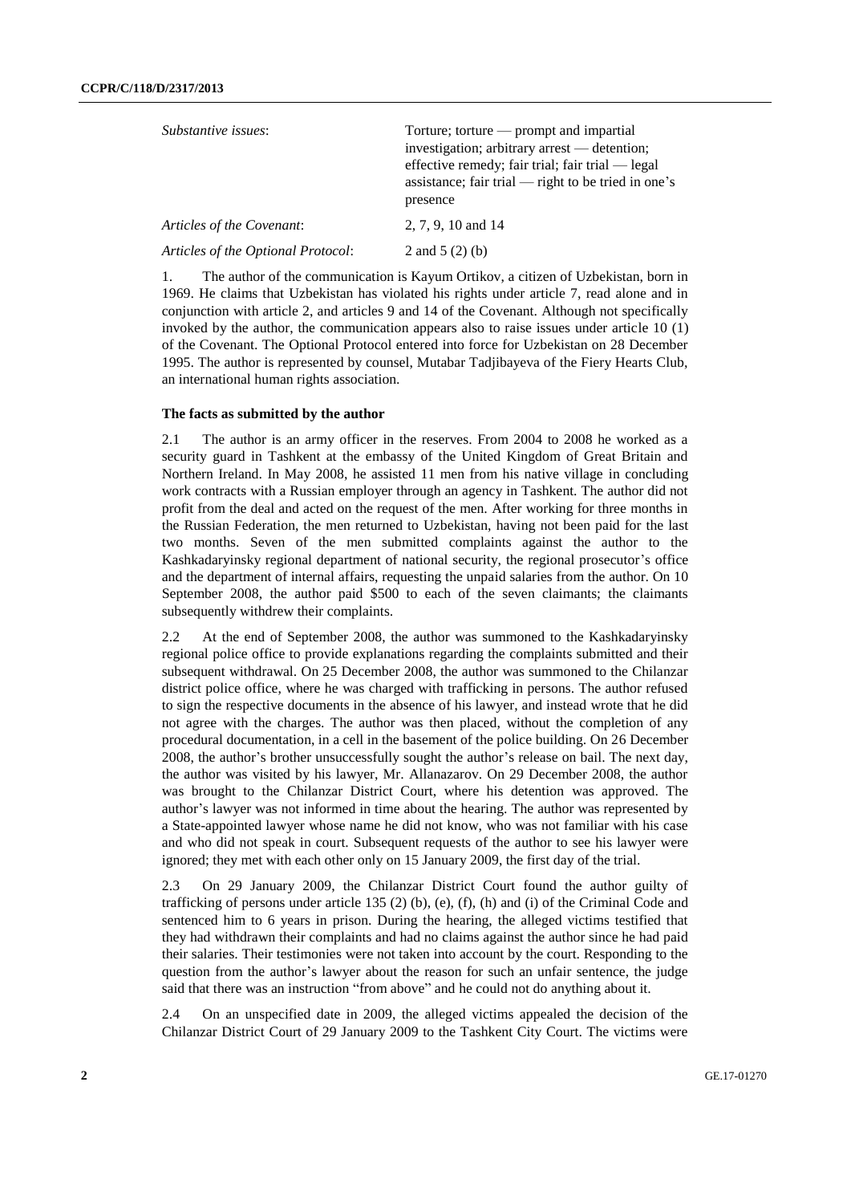| *Substantive issues*: | Torture; torture — prompt and impartial investigation; arbitrary arrest — detention; effective remedy; fair trial; fair trial — legal assistance; fair trial — right to be tried in one's presence |
| --- | --- |
| *Articles of the Covenant*: | 2, 7, 9, 10 and 14 |
| *Articles of the Optional Protocol*: | 2 and 5 (2) (b) |

1. The author of the communication is Kayum Ortikov, a citizen of Uzbekistan, born in 1969. He claims that Uzbekistan has violated his rights under article 7, read alone and in conjunction with article 2, and articles 9 and 14 of the Covenant. Although not specifically invoked by the author, the communication appears also to raise issues under article 10 (1) of the Covenant. The Optional Protocol entered into force for Uzbekistan on 28 December 1995. The author is represented by counsel, Mutabar Tadjibayeva of the Fiery Hearts Club, an international human rights association.

### The facts as submitted by the author

2.1 The author is an army officer in the reserves. From 2004 to 2008 he worked as a security guard in Tashkent at the embassy of the United Kingdom of Great Britain and Northern Ireland. In May 2008, he assisted 11 men from his native village in concluding work contracts with a Russian employer through an agency in Tashkent. The author did not profit from the deal and acted on the request of the men. After working for three months in the Russian Federation, the men returned to Uzbekistan, having not been paid for the last two months. Seven of the men submitted complaints against the author to the Kashkadaryinsky regional department of national security, the regional prosecutor's office and the department of internal affairs, requesting the unpaid salaries from the author. On 10 September 2008, the author paid \$500 to each of the seven claimants; the claimants subsequently withdrew their complaints.

2.2 At the end of September 2008, the author was summoned to the Kashkadaryinsky regional police office to provide explanations regarding the complaints submitted and their subsequent withdrawal. On 25 December 2008, the author was summoned to the Chilanzar district police office, where he was charged with trafficking in persons. The author refused to sign the respective documents in the absence of his lawyer, and instead wrote that he did not agree with the charges. The author was then placed, without the completion of any procedural documentation, in a cell in the basement of the police building. On 26 December 2008, the author's brother unsuccessfully sought the author's release on bail. The next day, the author was visited by his lawyer, Mr. Allanazarov. On 29 December 2008, the author was brought to the Chilanzar District Court, where his detention was approved. The author's lawyer was not informed in time about the hearing. The author was represented by a State-appointed lawyer whose name he did not know, who was not familiar with his case and who did not speak in court. Subsequent requests of the author to see his lawyer were ignored; they met with each other only on 15 January 2009, the first day of the trial.

2.3 On 29 January 2009, the Chilanzar District Court found the author guilty of trafficking of persons under article 135 (2) (b), (e), (f), (h) and (i) of the Criminal Code and sentenced him to 6 years in prison. During the hearing, the alleged victims testified that they had withdrawn their complaints and had no claims against the author since he had paid their salaries. Their testimonies were not taken into account by the court. Responding to the question from the author's lawyer about the reason for such an unfair sentence, the judge said that there was an instruction "from above" and he could not do anything about it.

2.4 On an unspecified date in 2009, the alleged victims appealed the decision of the Chilanzar District Court of 29 January 2009 to the Tashkent City Court. The victims were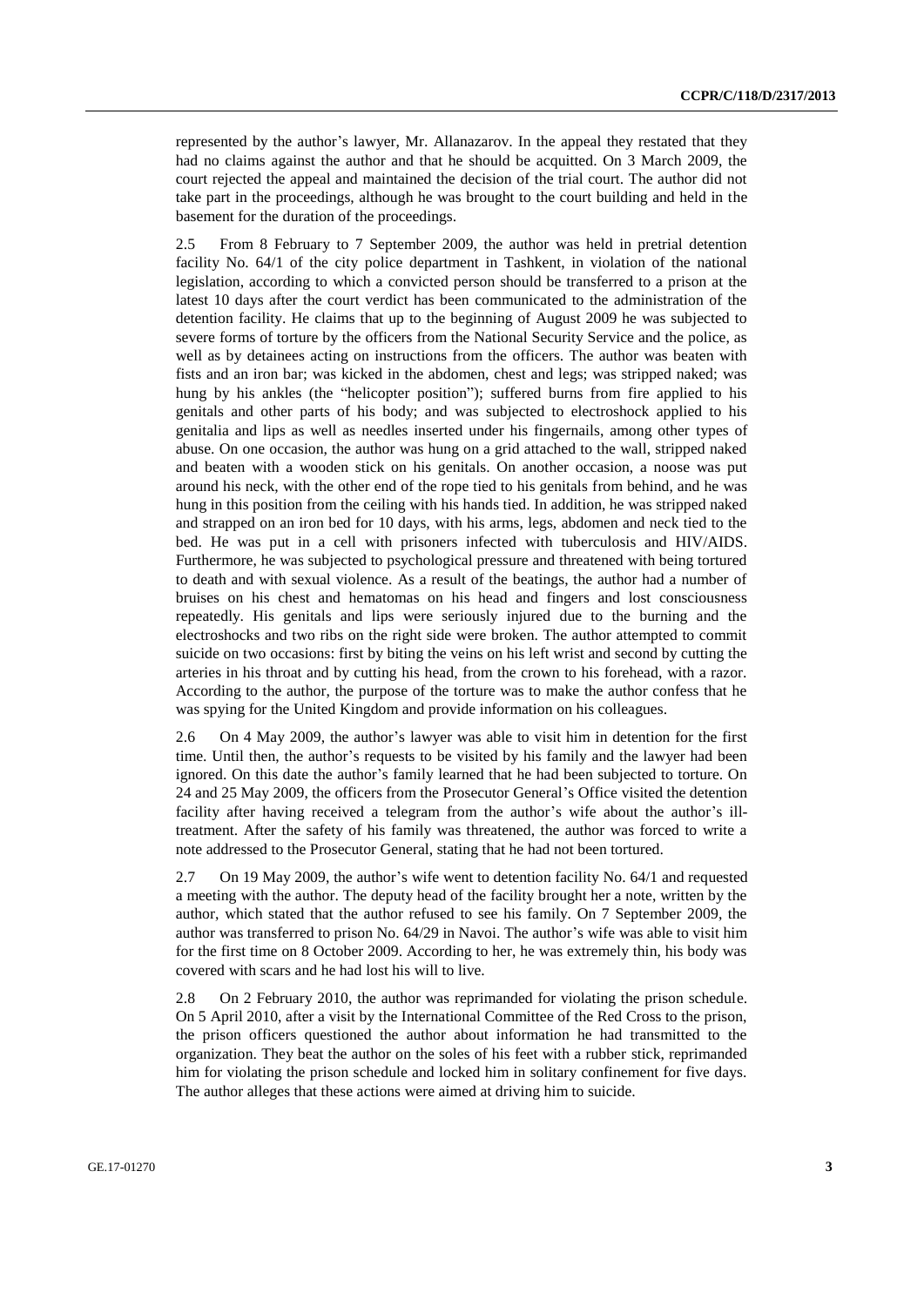represented by the author's lawyer, Mr. Allanazarov. In the appeal they restated that they had no claims against the author and that he should be acquitted. On 3 March 2009, the court rejected the appeal and maintained the decision of the trial court. The author did not take part in the proceedings, although he was brought to the court building and held in the basement for the duration of the proceedings.

2.5 From 8 February to 7 September 2009, the author was held in pretrial detention facility No. 64/1 of the city police department in Tashkent, in violation of the national legislation, according to which a convicted person should be transferred to a prison at the latest 10 days after the court verdict has been communicated to the administration of the detention facility. He claims that up to the beginning of August 2009 he was subjected to severe forms of torture by the officers from the National Security Service and the police, as well as by detainees acting on instructions from the officers. The author was beaten with fists and an iron bar; was kicked in the abdomen, chest and legs; was stripped naked; was hung by his ankles (the "helicopter position"); suffered burns from fire applied to his genitals and other parts of his body; and was subjected to electroshock applied to his genitalia and lips as well as needles inserted under his fingernails, among other types of abuse. On one occasion, the author was hung on a grid attached to the wall, stripped naked and beaten with a wooden stick on his genitals. On another occasion, a noose was put around his neck, with the other end of the rope tied to his genitals from behind, and he was hung in this position from the ceiling with his hands tied. In addition, he was stripped naked and strapped on an iron bed for 10 days, with his arms, legs, abdomen and neck tied to the bed. He was put in a cell with prisoners infected with tuberculosis and HIV/AIDS. Furthermore, he was subjected to psychological pressure and threatened with being tortured to death and with sexual violence. As a result of the beatings, the author had a number of bruises on his chest and hematomas on his head and fingers and lost consciousness repeatedly. His genitals and lips were seriously injured due to the burning and the electroshocks and two ribs on the right side were broken. The author attempted to commit suicide on two occasions: first by biting the veins on his left wrist and second by cutting the arteries in his throat and by cutting his head, from the crown to his forehead, with a razor. According to the author, the purpose of the torture was to make the author confess that he was spying for the United Kingdom and provide information on his colleagues.

2.6 On 4 May 2009, the author's lawyer was able to visit him in detention for the first time. Until then, the author's requests to be visited by his family and the lawyer had been ignored. On this date the author's family learned that he had been subjected to torture. On 24 and 25 May 2009, the officers from the Prosecutor General's Office visited the detention facility after having received a telegram from the author's wife about the author's ill-treatment. After the safety of his family was threatened, the author was forced to write a note addressed to the Prosecutor General, stating that he had not been tortured.

2.7 On 19 May 2009, the author's wife went to detention facility No. 64/1 and requested a meeting with the author. The deputy head of the facility brought her a note, written by the author, which stated that the author refused to see his family. On 7 September 2009, the author was transferred to prison No. 64/29 in Navoi. The author's wife was able to visit him for the first time on 8 October 2009. According to her, he was extremely thin, his body was covered with scars and he had lost his will to live.

2.8 On 2 February 2010, the author was reprimanded for violating the prison schedule. On 5 April 2010, after a visit by the International Committee of the Red Cross to the prison, the prison officers questioned the author about information he had transmitted to the organization. They beat the author on the soles of his feet with a rubber stick, reprimanded him for violating the prison schedule and locked him in solitary confinement for five days. The author alleges that these actions were aimed at driving him to suicide.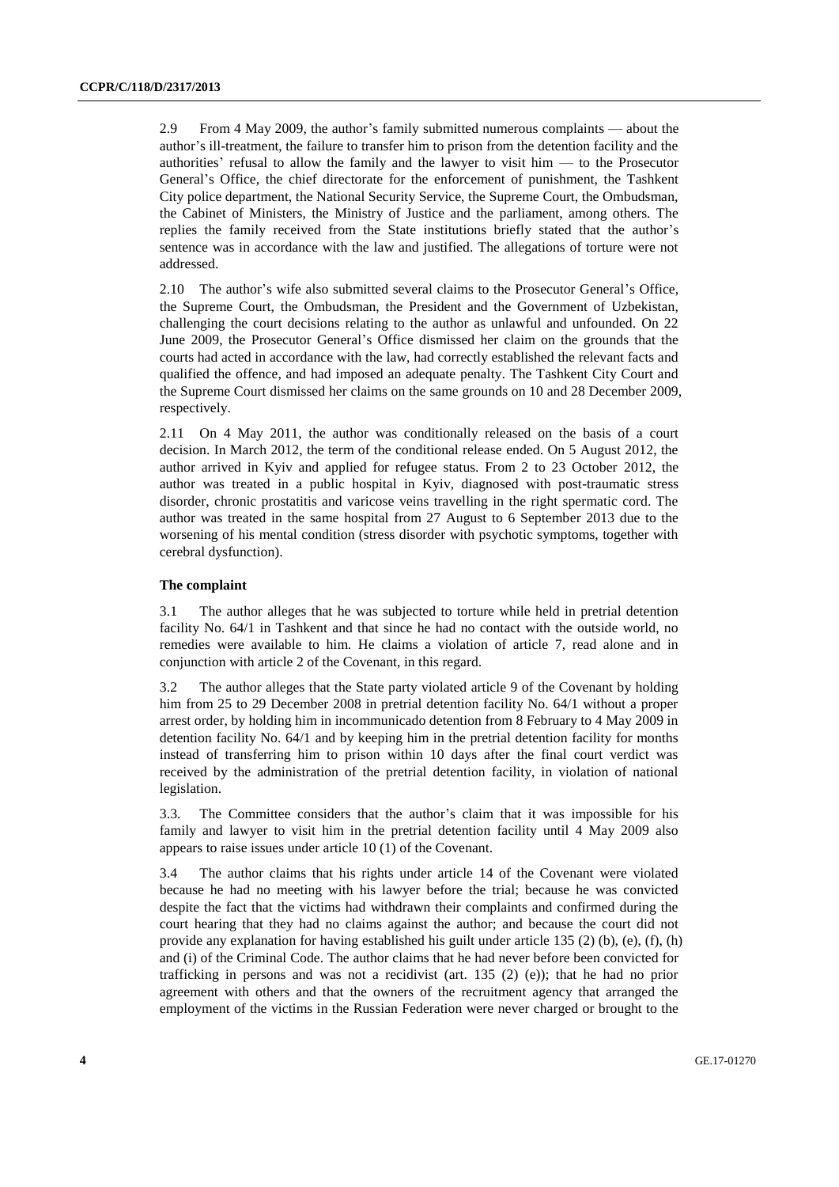2.9 From 4 May 2009, the author's family submitted numerous complaints — about the author's ill-treatment, the failure to transfer him to prison from the detention facility and the authorities' refusal to allow the family and the lawyer to visit him — to the Prosecutor General's Office, the chief directorate for the enforcement of punishment, the Tashkent City police department, the National Security Service, the Supreme Court, the Ombudsman, the Cabinet of Ministers, the Ministry of Justice and the parliament, among others. The replies the family received from the State institutions briefly stated that the author's sentence was in accordance with the law and justified. The allegations of torture were not addressed.

2.10 The author's wife also submitted several claims to the Prosecutor General's Office, the Supreme Court, the Ombudsman, the President and the Government of Uzbekistan, challenging the court decisions relating to the author as unlawful and unfounded. On 22 June 2009, the Prosecutor General's Office dismissed her claim on the grounds that the courts had acted in accordance with the law, had correctly established the relevant facts and qualified the offence, and had imposed an adequate penalty. The Tashkent City Court and the Supreme Court dismissed her claims on the same grounds on 10 and 28 December 2009, respectively.

2.11 On 4 May 2011, the author was conditionally released on the basis of a court decision. In March 2012, the term of the conditional release ended. On 5 August 2012, the author arrived in Kyiv and applied for refugee status. From 2 to 23 October 2012, the author was treated in a public hospital in Kyiv, diagnosed with post-traumatic stress disorder, chronic prostatitis and varicose veins travelling in the right spermatic cord. The author was treated in the same hospital from 27 August to 6 September 2013 due to the worsening of his mental condition (stress disorder with psychotic symptoms, together with cerebral dysfunction).

### The complaint

3.1 The author alleges that he was subjected to torture while held in pretrial detention facility No. 64/1 in Tashkent and that since he had no contact with the outside world, no remedies were available to him. He claims a violation of article 7, read alone and in conjunction with article 2 of the Covenant, in this regard.

3.2 The author alleges that the State party violated article 9 of the Covenant by holding him from 25 to 29 December 2008 in pretrial detention facility No. 64/1 without a proper arrest order, by holding him in incommunicado detention from 8 February to 4 May 2009 in detention facility No. 64/1 and by keeping him in the pretrial detention facility for months instead of transferring him to prison within 10 days after the final court verdict was received by the administration of the pretrial detention facility, in violation of national legislation.

3.3. The Committee considers that the author's claim that it was impossible for his family and lawyer to visit him in the pretrial detention facility until 4 May 2009 also appears to raise issues under article 10 (1) of the Covenant.

3.4 The author claims that his rights under article 14 of the Covenant were violated because he had no meeting with his lawyer before the trial; because he was convicted despite the fact that the victims had withdrawn their complaints and confirmed during the court hearing that they had no claims against the author; and because the court did not provide any explanation for having established his guilt under article 135 (2) (b), (e), (f), (h) and (i) of the Criminal Code. The author claims that he had never before been convicted for trafficking in persons and was not a recidivist (art. 135 (2) (e)); that he had no prior agreement with others and that the owners of the recruitment agency that arranged the employment of the victims in the Russian Federation were never charged or brought to the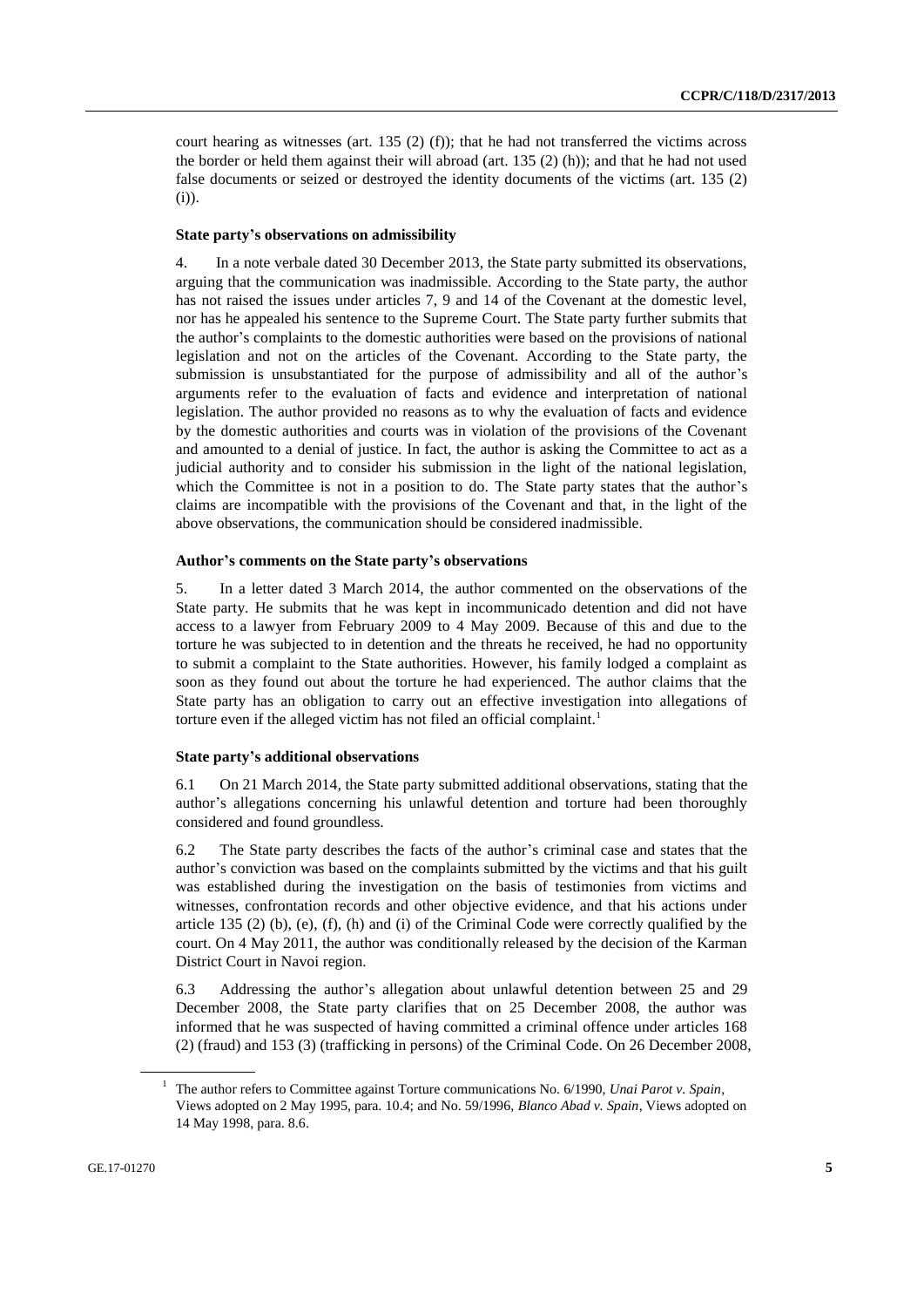court hearing as witnesses (art. 135 (2) (f)); that he had not transferred the victims across the border or held them against their will abroad (art. 135 (2) (h)); and that he had not used false documents or seized or destroyed the identity documents of the victims (art. 135 (2) (i)).

### State party's observations on admissibility

4. In a note verbale dated 30 December 2013, the State party submitted its observations, arguing that the communication was inadmissible. According to the State party, the author has not raised the issues under articles 7, 9 and 14 of the Covenant at the domestic level, nor has he appealed his sentence to the Supreme Court. The State party further submits that the author's complaints to the domestic authorities were based on the provisions of national legislation and not on the articles of the Covenant. According to the State party, the submission is unsubstantiated for the purpose of admissibility and all of the author's arguments refer to the evaluation of facts and evidence and interpretation of national legislation. The author provided no reasons as to why the evaluation of facts and evidence by the domestic authorities and courts was in violation of the provisions of the Covenant and amounted to a denial of justice. In fact, the author is asking the Committee to act as a judicial authority and to consider his submission in the light of the national legislation, which the Committee is not in a position to do. The State party states that the author's claims are incompatible with the provisions of the Covenant and that, in the light of the above observations, the communication should be considered inadmissible.

### Author's comments on the State party's observations

5. In a letter dated 3 March 2014, the author commented on the observations of the State party. He submits that he was kept in incommunicado detention and did not have access to a lawyer from February 2009 to 4 May 2009. Because of this and due to the torture he was subjected to in detention and the threats he received, he had no opportunity to submit a complaint to the State authorities. However, his family lodged a complaint as soon as they found out about the torture he had experienced. The author claims that the State party has an obligation to carry out an effective investigation into allegations of torture even if the alleged victim has not filed an official complaint.[1]

### State party's additional observations

6.1 On 21 March 2014, the State party submitted additional observations, stating that the author's allegations concerning his unlawful detention and torture had been thoroughly considered and found groundless.

6.2 The State party describes the facts of the author's criminal case and states that the author's conviction was based on the complaints submitted by the victims and that his guilt was established during the investigation on the basis of testimonies from victims and witnesses, confrontation records and other objective evidence, and that his actions under article 135 (2) (b), (e), (f), (h) and (i) of the Criminal Code were correctly qualified by the court. On 4 May 2011, the author was conditionally released by the decision of the Karman District Court in Navoi region.

6.3 Addressing the author's allegation about unlawful detention between 25 and 29 December 2008, the State party clarifies that on 25 December 2008, the author was informed that he was suspected of having committed a criminal offence under articles 168 (2) (fraud) and 153 (3) (trafficking in persons) of the Criminal Code. On 26 December 2008,

---

[1] The author refers to Committee against Torture communications No. 6/1990, *Unai Parot v. Spain*, Views adopted on 2 May 1995, para. 10.4; and No. 59/1996, *Blanco Abad v. Spain*, Views adopted on 14 May 1998, para. 8.6.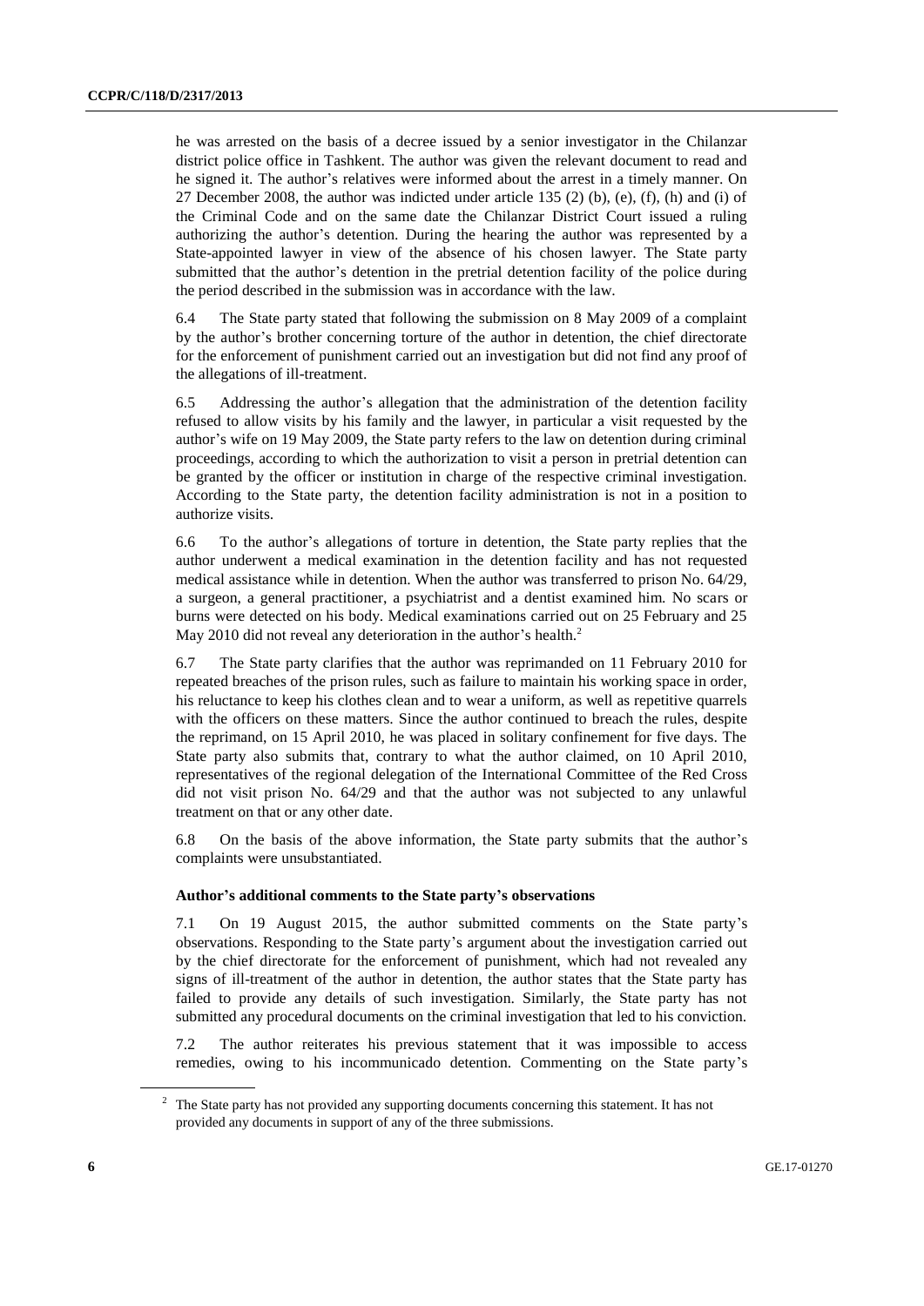he was arrested on the basis of a decree issued by a senior investigator in the Chilanzar district police office in Tashkent. The author was given the relevant document to read and he signed it. The author's relatives were informed about the arrest in a timely manner. On 27 December 2008, the author was indicted under article 135 (2) (b), (e), (f), (h) and (i) of the Criminal Code and on the same date the Chilanzar District Court issued a ruling authorizing the author's detention. During the hearing the author was represented by a State-appointed lawyer in view of the absence of his chosen lawyer. The State party submitted that the author's detention in the pretrial detention facility of the police during the period described in the submission was in accordance with the law.

6.4 The State party stated that following the submission on 8 May 2009 of a complaint by the author's brother concerning torture of the author in detention, the chief directorate for the enforcement of punishment carried out an investigation but did not find any proof of the allegations of ill-treatment.

6.5 Addressing the author's allegation that the administration of the detention facility refused to allow visits by his family and the lawyer, in particular a visit requested by the author's wife on 19 May 2009, the State party refers to the law on detention during criminal proceedings, according to which the authorization to visit a person in pretrial detention can be granted by the officer or institution in charge of the respective criminal investigation. According to the State party, the detention facility administration is not in a position to authorize visits.

6.6 To the author's allegations of torture in detention, the State party replies that the author underwent a medical examination in the detention facility and has not requested medical assistance while in detention. When the author was transferred to prison No. 64/29, a surgeon, a general practitioner, a psychiatrist and a dentist examined him. No scars or burns were detected on his body. Medical examinations carried out on 25 February and 25 May 2010 did not reveal any deterioration in the author's health.[2]

6.7 The State party clarifies that the author was reprimanded on 11 February 2010 for repeated breaches of the prison rules, such as failure to maintain his working space in order, his reluctance to keep his clothes clean and to wear a uniform, as well as repetitive quarrels with the officers on these matters. Since the author continued to breach the rules, despite the reprimand, on 15 April 2010, he was placed in solitary confinement for five days. The State party also submits that, contrary to what the author claimed, on 10 April 2010, representatives of the regional delegation of the International Committee of the Red Cross did not visit prison No. 64/29 and that the author was not subjected to any unlawful treatment on that or any other date.

6.8 On the basis of the above information, the State party submits that the author's complaints were unsubstantiated.

### Author's additional comments to the State party's observations

7.1 On 19 August 2015, the author submitted comments on the State party's observations. Responding to the State party's argument about the investigation carried out by the chief directorate for the enforcement of punishment, which had not revealed any signs of ill-treatment of the author in detention, the author states that the State party has failed to provide any details of such investigation. Similarly, the State party has not submitted any procedural documents on the criminal investigation that led to his conviction.

7.2 The author reiterates his previous statement that it was impossible to access remedies, owing to his incommunicado detention. Commenting on the State party's

[2] The State party has not provided any supporting documents concerning this statement. It has not provided any documents in support of any of the three submissions.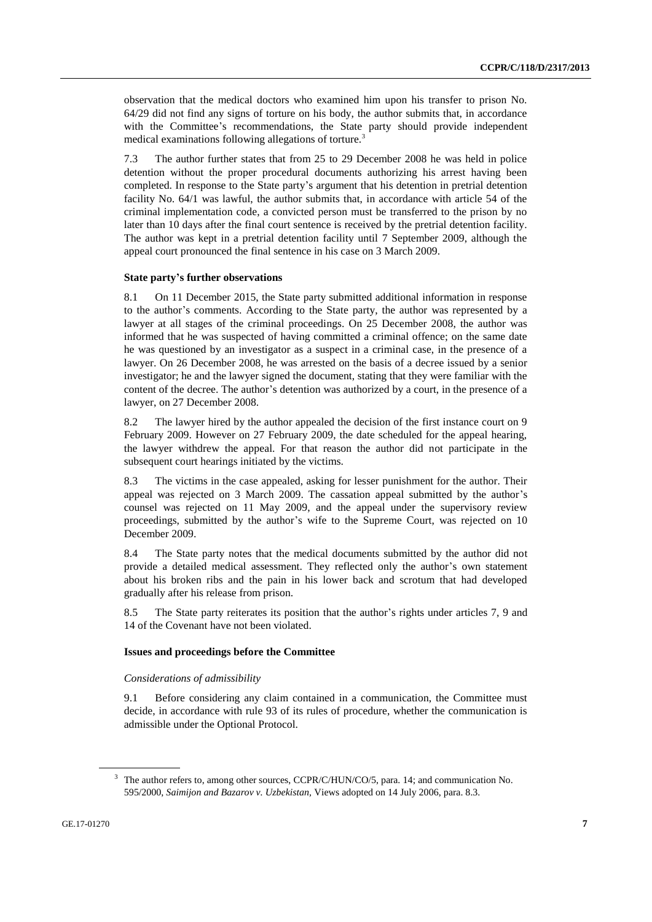observation that the medical doctors who examined him upon his transfer to prison No. 64/29 did not find any signs of torture on his body, the author submits that, in accordance with the Committee's recommendations, the State party should provide independent medical examinations following allegations of torture.[3]

7.3 The author further states that from 25 to 29 December 2008 he was held in police detention without the proper procedural documents authorizing his arrest having been completed. In response to the State party's argument that his detention in pretrial detention facility No. 64/1 was lawful, the author submits that, in accordance with article 54 of the criminal implementation code, a convicted person must be transferred to the prison by no later than 10 days after the final court sentence is received by the pretrial detention facility. The author was kept in a pretrial detention facility until 7 September 2009, although the appeal court pronounced the final sentence in his case on 3 March 2009.

### State party's further observations

8.1 On 11 December 2015, the State party submitted additional information in response to the author's comments. According to the State party, the author was represented by a lawyer at all stages of the criminal proceedings. On 25 December 2008, the author was informed that he was suspected of having committed a criminal offence; on the same date he was questioned by an investigator as a suspect in a criminal case, in the presence of a lawyer. On 26 December 2008, he was arrested on the basis of a decree issued by a senior investigator; he and the lawyer signed the document, stating that they were familiar with the content of the decree. The author's detention was authorized by a court, in the presence of a lawyer, on 27 December 2008.

8.2 The lawyer hired by the author appealed the decision of the first instance court on 9 February 2009. However on 27 February 2009, the date scheduled for the appeal hearing, the lawyer withdrew the appeal. For that reason the author did not participate in the subsequent court hearings initiated by the victims.

8.3 The victims in the case appealed, asking for lesser punishment for the author. Their appeal was rejected on 3 March 2009. The cassation appeal submitted by the author's counsel was rejected on 11 May 2009, and the appeal under the supervisory review proceedings, submitted by the author's wife to the Supreme Court, was rejected on 10 December 2009.

8.4 The State party notes that the medical documents submitted by the author did not provide a detailed medical assessment. They reflected only the author's own statement about his broken ribs and the pain in his lower back and scrotum that had developed gradually after his release from prison.

8.5 The State party reiterates its position that the author's rights under articles 7, 9 and 14 of the Covenant have not been violated.

### Issues and proceedings before the Committee

*Considerations of admissibility*

9.1 Before considering any claim contained in a communication, the Committee must decide, in accordance with rule 93 of its rules of procedure, whether the communication is admissible under the Optional Protocol.

---

[3] The author refers to, among other sources, CCPR/C/HUN/CO/5, para. 14; and communication No. 595/2000, *Saimijon and Bazarov v. Uzbekistan*, Views adopted on 14 July 2006, para. 8.3.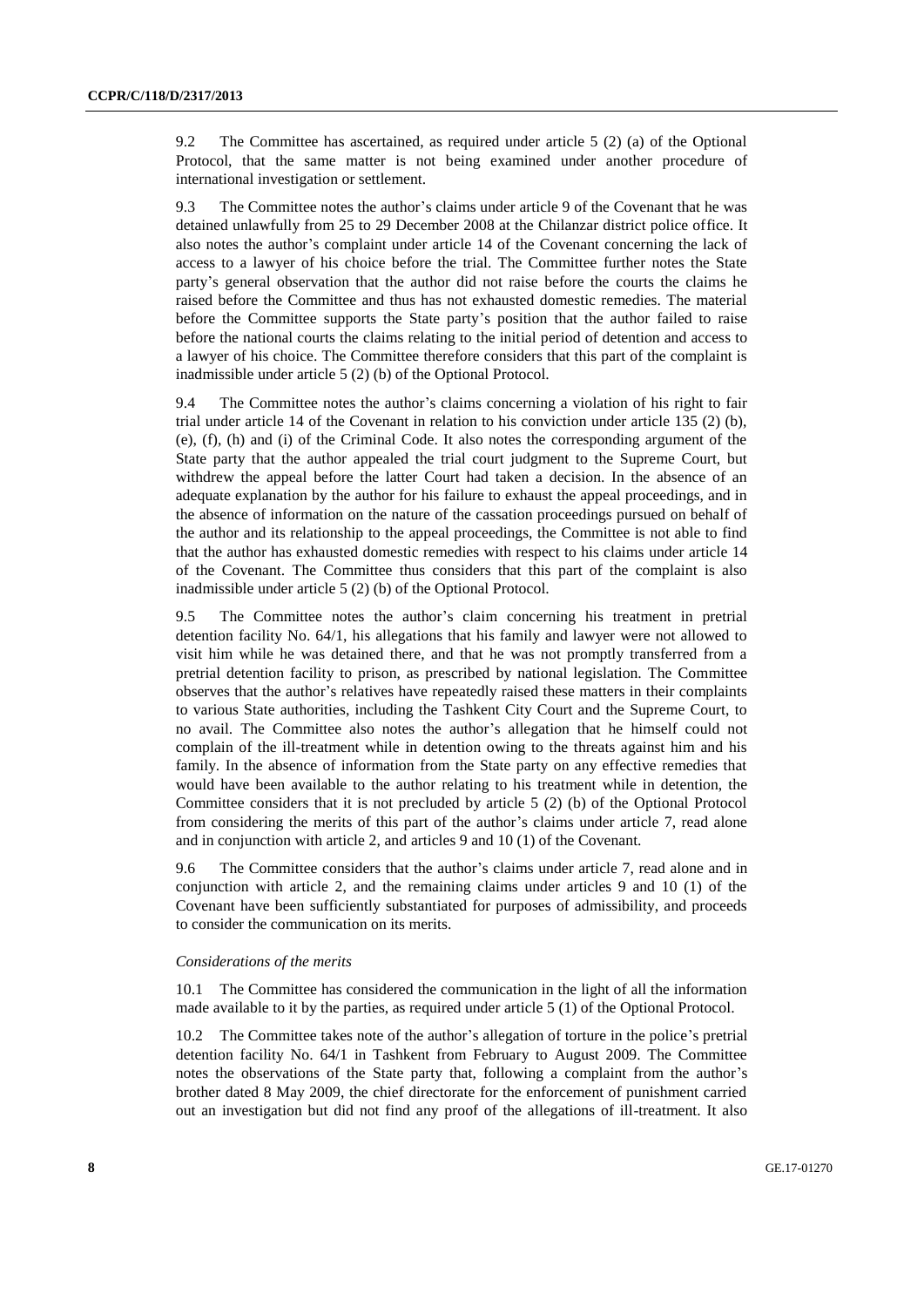9.2 The Committee has ascertained, as required under article 5 (2) (a) of the Optional Protocol, that the same matter is not being examined under another procedure of international investigation or settlement.

9.3 The Committee notes the author's claims under article 9 of the Covenant that he was detained unlawfully from 25 to 29 December 2008 at the Chilanzar district police office. It also notes the author's complaint under article 14 of the Covenant concerning the lack of access to a lawyer of his choice before the trial. The Committee further notes the State party's general observation that the author did not raise before the courts the claims he raised before the Committee and thus has not exhausted domestic remedies. The material before the Committee supports the State party's position that the author failed to raise before the national courts the claims relating to the initial period of detention and access to a lawyer of his choice. The Committee therefore considers that this part of the complaint is inadmissible under article 5 (2) (b) of the Optional Protocol.

9.4 The Committee notes the author's claims concerning a violation of his right to fair trial under article 14 of the Covenant in relation to his conviction under article 135 (2) (b), (e), (f), (h) and (i) of the Criminal Code. It also notes the corresponding argument of the State party that the author appealed the trial court judgment to the Supreme Court, but withdrew the appeal before the latter Court had taken a decision. In the absence of an adequate explanation by the author for his failure to exhaust the appeal proceedings, and in the absence of information on the nature of the cassation proceedings pursued on behalf of the author and its relationship to the appeal proceedings, the Committee is not able to find that the author has exhausted domestic remedies with respect to his claims under article 14 of the Covenant. The Committee thus considers that this part of the complaint is also inadmissible under article 5 (2) (b) of the Optional Protocol.

9.5 The Committee notes the author's claim concerning his treatment in pretrial detention facility No. 64/1, his allegations that his family and lawyer were not allowed to visit him while he was detained there, and that he was not promptly transferred from a pretrial detention facility to prison, as prescribed by national legislation. The Committee observes that the author's relatives have repeatedly raised these matters in their complaints to various State authorities, including the Tashkent City Court and the Supreme Court, to no avail. The Committee also notes the author's allegation that he himself could not complain of the ill-treatment while in detention owing to the threats against him and his family. In the absence of information from the State party on any effective remedies that would have been available to the author relating to his treatment while in detention, the Committee considers that it is not precluded by article 5 (2) (b) of the Optional Protocol from considering the merits of this part of the author's claims under article 7, read alone and in conjunction with article 2, and articles 9 and 10 (1) of the Covenant.

9.6 The Committee considers that the author's claims under article 7, read alone and in conjunction with article 2, and the remaining claims under articles 9 and 10 (1) of the Covenant have been sufficiently substantiated for purposes of admissibility, and proceeds to consider the communication on its merits.

*Considerations of the merits*

10.1 The Committee has considered the communication in the light of all the information made available to it by the parties, as required under article 5 (1) of the Optional Protocol.

10.2 The Committee takes note of the author's allegation of torture in the police's pretrial detention facility No. 64/1 in Tashkent from February to August 2009. The Committee notes the observations of the State party that, following a complaint from the author's brother dated 8 May 2009, the chief directorate for the enforcement of punishment carried out an investigation but did not find any proof of the allegations of ill-treatment. It also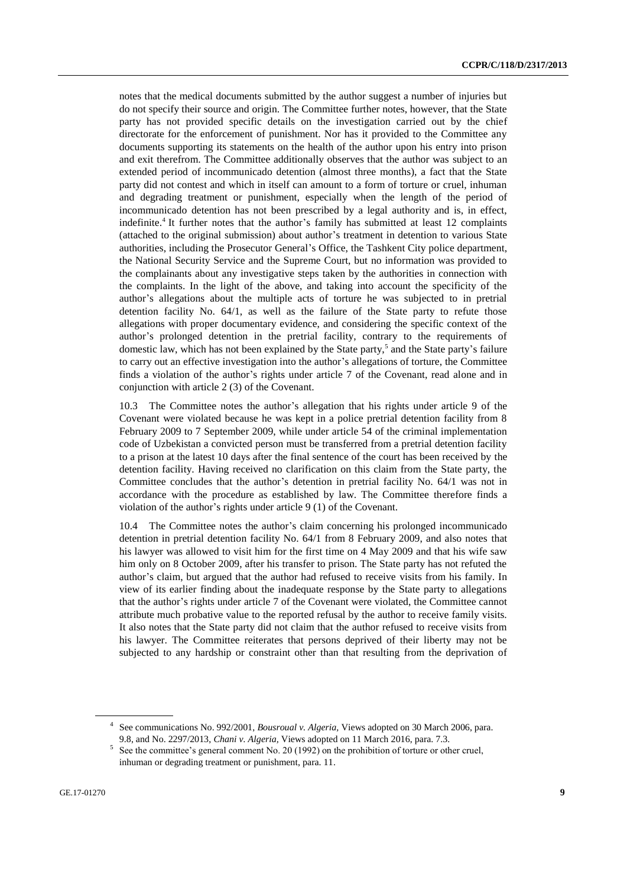notes that the medical documents submitted by the author suggest a number of injuries but do not specify their source and origin. The Committee further notes, however, that the State party has not provided specific details on the investigation carried out by the chief directorate for the enforcement of punishment. Nor has it provided to the Committee any documents supporting its statements on the health of the author upon his entry into prison and exit therefrom. The Committee additionally observes that the author was subject to an extended period of incommunicado detention (almost three months), a fact that the State party did not contest and which in itself can amount to a form of torture or cruel, inhuman and degrading treatment or punishment, especially when the length of the period of incommunicado detention has not been prescribed by a legal authority and is, in effect, indefinite.[4] It further notes that the author's family has submitted at least 12 complaints (attached to the original submission) about author's treatment in detention to various State authorities, including the Prosecutor General's Office, the Tashkent City police department, the National Security Service and the Supreme Court, but no information was provided to the complainants about any investigative steps taken by the authorities in connection with the complaints. In the light of the above, and taking into account the specificity of the author's allegations about the multiple acts of torture he was subjected to in pretrial detention facility No. 64/1, as well as the failure of the State party to refute those allegations with proper documentary evidence, and considering the specific context of the author's prolonged detention in the pretrial facility, contrary to the requirements of domestic law, which has not been explained by the State party,[5] and the State party's failure to carry out an effective investigation into the author's allegations of torture, the Committee finds a violation of the author's rights under article 7 of the Covenant, read alone and in conjunction with article 2 (3) of the Covenant.

10.3 The Committee notes the author's allegation that his rights under article 9 of the Covenant were violated because he was kept in a police pretrial detention facility from 8 February 2009 to 7 September 2009, while under article 54 of the criminal implementation code of Uzbekistan a convicted person must be transferred from a pretrial detention facility to a prison at the latest 10 days after the final sentence of the court has been received by the detention facility. Having received no clarification on this claim from the State party, the Committee concludes that the author's detention in pretrial facility No. 64/1 was not in accordance with the procedure as established by law. The Committee therefore finds a violation of the author's rights under article 9 (1) of the Covenant.

10.4 The Committee notes the author's claim concerning his prolonged incommunicado detention in pretrial detention facility No. 64/1 from 8 February 2009, and also notes that his lawyer was allowed to visit him for the first time on 4 May 2009 and that his wife saw him only on 8 October 2009, after his transfer to prison. The State party has not refuted the author's claim, but argued that the author had refused to receive visits from his family. In view of its earlier finding about the inadequate response by the State party to allegations that the author's rights under article 7 of the Covenant were violated, the Committee cannot attribute much probative value to the reported refusal by the author to receive family visits. It also notes that the State party did not claim that the author refused to receive visits from his lawyer. The Committee reiterates that persons deprived of their liberty may not be subjected to any hardship or constraint other than that resulting from the deprivation of

---

[4] See communications No. 992/2001, *Bousroual v. Algeria,* Views adopted on 30 March 2006, para. 9.8, and No. 2297/2013, *Chani v. Algeria,* Views adopted on 11 March 2016, para. 7.3.

[5] See the committee's general comment No. 20 (1992) on the prohibition of torture or other cruel, inhuman or degrading treatment or punishment, para. 11.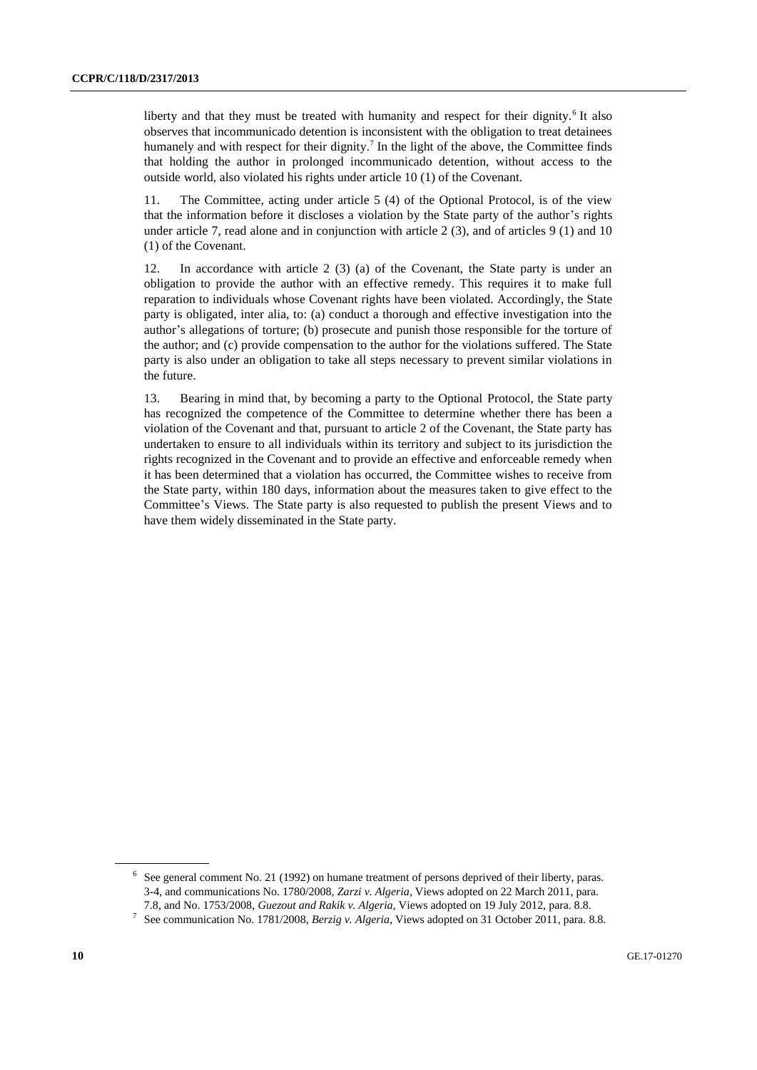liberty and that they must be treated with humanity and respect for their dignity.[6] It also observes that incommunicado detention is inconsistent with the obligation to treat detainees humanely and with respect for their dignity.[7] In the light of the above, the Committee finds that holding the author in prolonged incommunicado detention, without access to the outside world, also violated his rights under article 10 (1) of the Covenant.

11. The Committee, acting under article 5 (4) of the Optional Protocol, is of the view that the information before it discloses a violation by the State party of the author's rights under article 7, read alone and in conjunction with article 2 (3), and of articles 9 (1) and 10 (1) of the Covenant.

12. In accordance with article 2 (3) (a) of the Covenant, the State party is under an obligation to provide the author with an effective remedy. This requires it to make full reparation to individuals whose Covenant rights have been violated. Accordingly, the State party is obligated, inter alia, to: (a) conduct a thorough and effective investigation into the author's allegations of torture; (b) prosecute and punish those responsible for the torture of the author; and (c) provide compensation to the author for the violations suffered. The State party is also under an obligation to take all steps necessary to prevent similar violations in the future.

13. Bearing in mind that, by becoming a party to the Optional Protocol, the State party has recognized the competence of the Committee to determine whether there has been a violation of the Covenant and that, pursuant to article 2 of the Covenant, the State party has undertaken to ensure to all individuals within its territory and subject to its jurisdiction the rights recognized in the Covenant and to provide an effective and enforceable remedy when it has been determined that a violation has occurred, the Committee wishes to receive from the State party, within 180 days, information about the measures taken to give effect to the Committee's Views. The State party is also requested to publish the present Views and to have them widely disseminated in the State party.

---

[6] See general comment No. 21 (1992) on humane treatment of persons deprived of their liberty, paras. 3-4, and communications No. 1780/2008, *Zarzi v. Algeria*, Views adopted on 22 March 2011, para. 7.8, and No. 1753/2008, *Guezout and Rakik v. Algeria*, Views adopted on 19 July 2012, para. 8.8.

[7] See communication No. 1781/2008, *Berzig v. Algeria*, Views adopted on 31 October 2011, para. 8.8.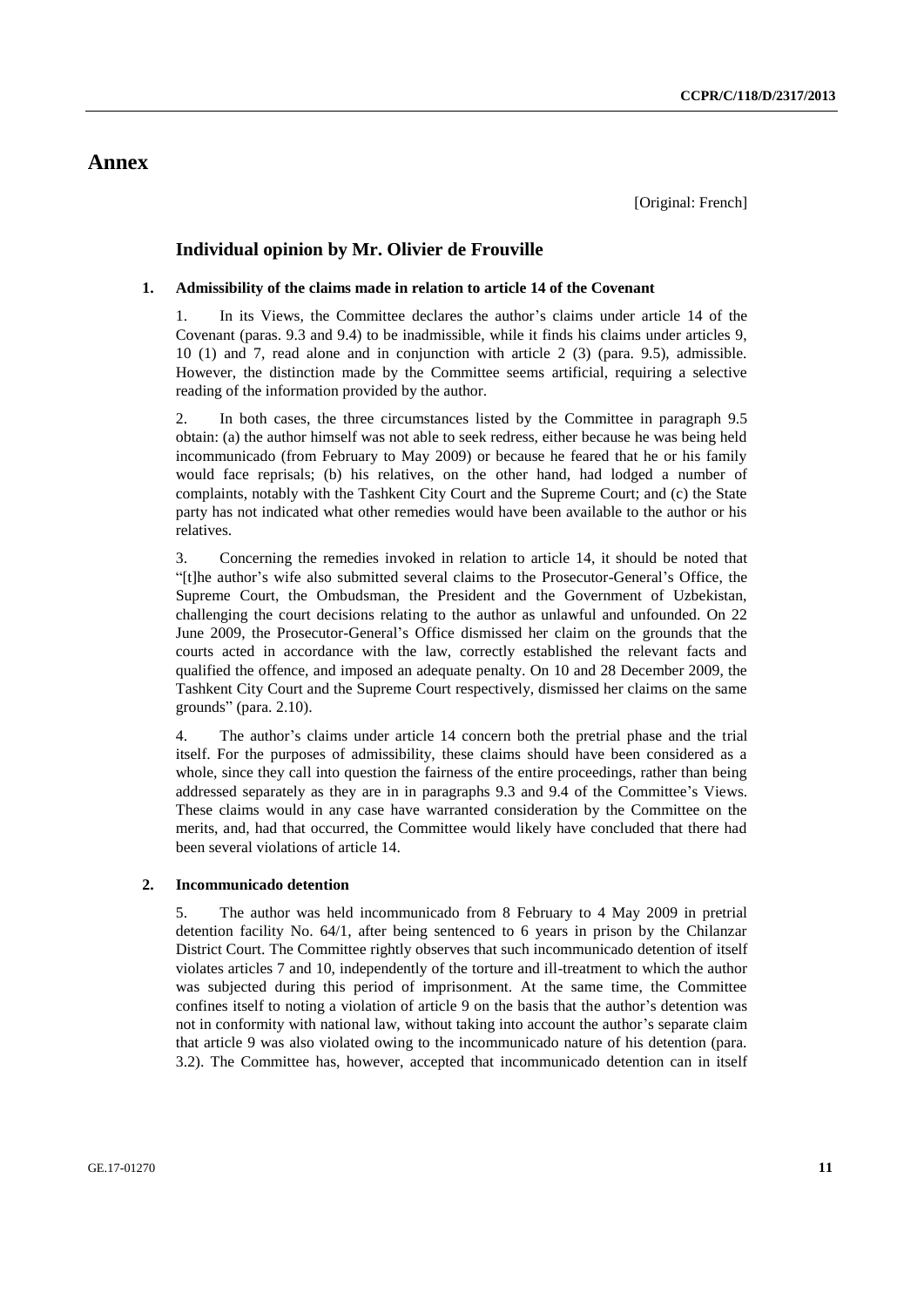# Annex

[Original: French]

## Individual opinion by Mr. Olivier de Frouville

### 1. Admissibility of the claims made in relation to article 14 of the Covenant

1. In its Views, the Committee declares the author's claims under article 14 of the Covenant (paras. 9.3 and 9.4) to be inadmissible, while it finds his claims under articles 9, 10 (1) and 7, read alone and in conjunction with article 2 (3) (para. 9.5), admissible. However, the distinction made by the Committee seems artificial, requiring a selective reading of the information provided by the author.

2. In both cases, the three circumstances listed by the Committee in paragraph 9.5 obtain: (a) the author himself was not able to seek redress, either because he was being held incommunicado (from February to May 2009) or because he feared that he or his family would face reprisals; (b) his relatives, on the other hand, had lodged a number of complaints, notably with the Tashkent City Court and the Supreme Court; and (c) the State party has not indicated what other remedies would have been available to the author or his relatives.

3. Concerning the remedies invoked in relation to article 14, it should be noted that "[t]he author's wife also submitted several claims to the Prosecutor-General's Office, the Supreme Court, the Ombudsman, the President and the Government of Uzbekistan, challenging the court decisions relating to the author as unlawful and unfounded. On 22 June 2009, the Prosecutor-General's Office dismissed her claim on the grounds that the courts acted in accordance with the law, correctly established the relevant facts and qualified the offence, and imposed an adequate penalty. On 10 and 28 December 2009, the Tashkent City Court and the Supreme Court respectively, dismissed her claims on the same grounds" (para. 2.10).

4. The author's claims under article 14 concern both the pretrial phase and the trial itself. For the purposes of admissibility, these claims should have been considered as a whole, since they call into question the fairness of the entire proceedings, rather than being addressed separately as they are in in paragraphs 9.3 and 9.4 of the Committee's Views. These claims would in any case have warranted consideration by the Committee on the merits, and, had that occurred, the Committee would likely have concluded that there had been several violations of article 14.

### 2. Incommunicado detention

5. The author was held incommunicado from 8 February to 4 May 2009 in pretrial detention facility No. 64/1, after being sentenced to 6 years in prison by the Chilanzar District Court. The Committee rightly observes that such incommunicado detention of itself violates articles 7 and 10, independently of the torture and ill-treatment to which the author was subjected during this period of imprisonment. At the same time, the Committee confines itself to noting a violation of article 9 on the basis that the author's detention was not in conformity with national law, without taking into account the author's separate claim that article 9 was also violated owing to the incommunicado nature of his detention (para. 3.2). The Committee has, however, accepted that incommunicado detention can in itself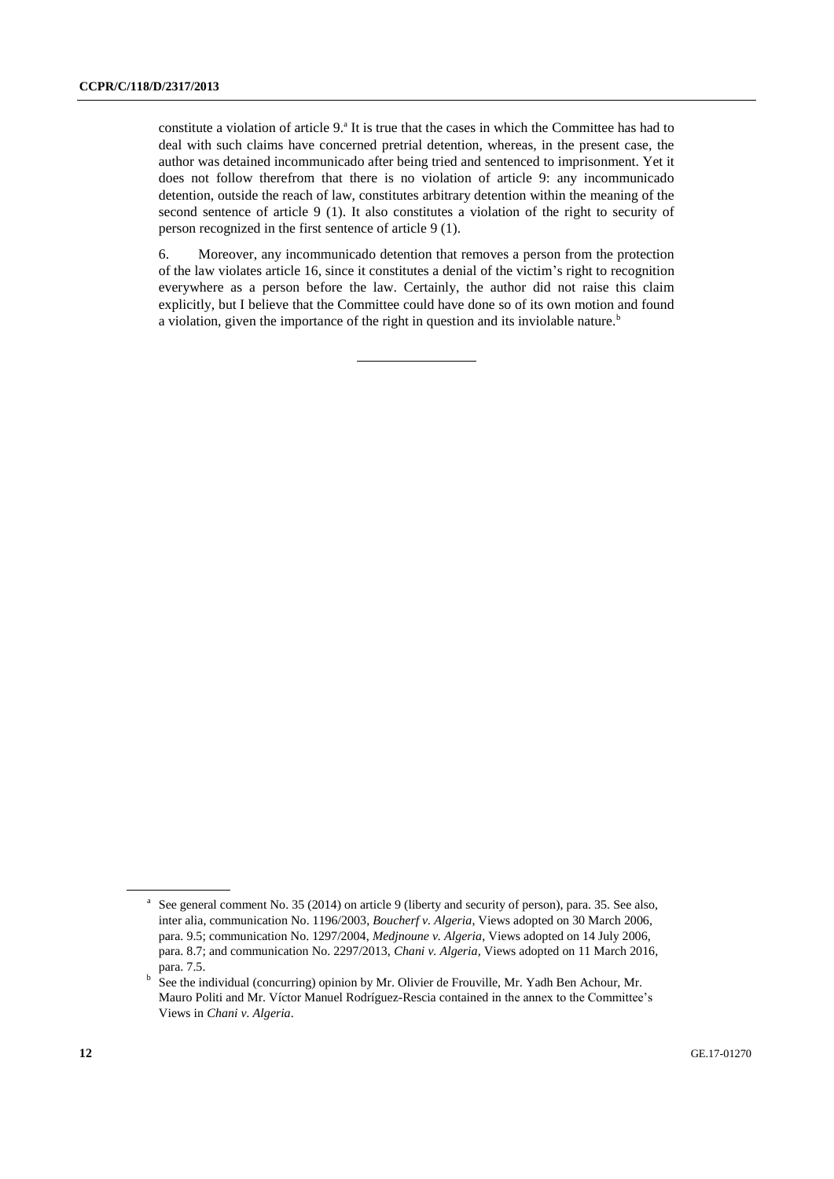constitute a violation of article 9.[a] It is true that the cases in which the Committee has had to deal with such claims have concerned pretrial detention, whereas, in the present case, the author was detained incommunicado after being tried and sentenced to imprisonment. Yet it does not follow therefrom that there is no violation of article 9: any incommunicado detention, outside the reach of law, constitutes arbitrary detention within the meaning of the second sentence of article 9 (1). It also constitutes a violation of the right to security of person recognized in the first sentence of article 9 (1).

6. Moreover, any incommunicado detention that removes a person from the protection of the law violates article 16, since it constitutes a denial of the victim's right to recognition everywhere as a person before the law. Certainly, the author did not raise this claim explicitly, but I believe that the Committee could have done so of its own motion and found a violation, given the importance of the right in question and its inviolable nature.[b]

---

[a] See general comment No. 35 (2014) on article 9 (liberty and security of person), para. 35. See also, inter alia, communication No. 1196/2003, *Boucherf v. Algeria*, Views adopted on 30 March 2006, para. 9.5; communication No. 1297/2004, *Medjnoune v. Algeria*, Views adopted on 14 July 2006, para. 8.7; and communication No. 2297/2013, *Chani v. Algeria*, Views adopted on 11 March 2016, para. 7.5.

[b] See the individual (concurring) opinion by Mr. Olivier de Frouville, Mr. Yadh Ben Achour, Mr. Mauro Politi and Mr. Víctor Manuel Rodríguez-Rescia contained in the annex to the Committee's Views in *Chani v. Algeria*.